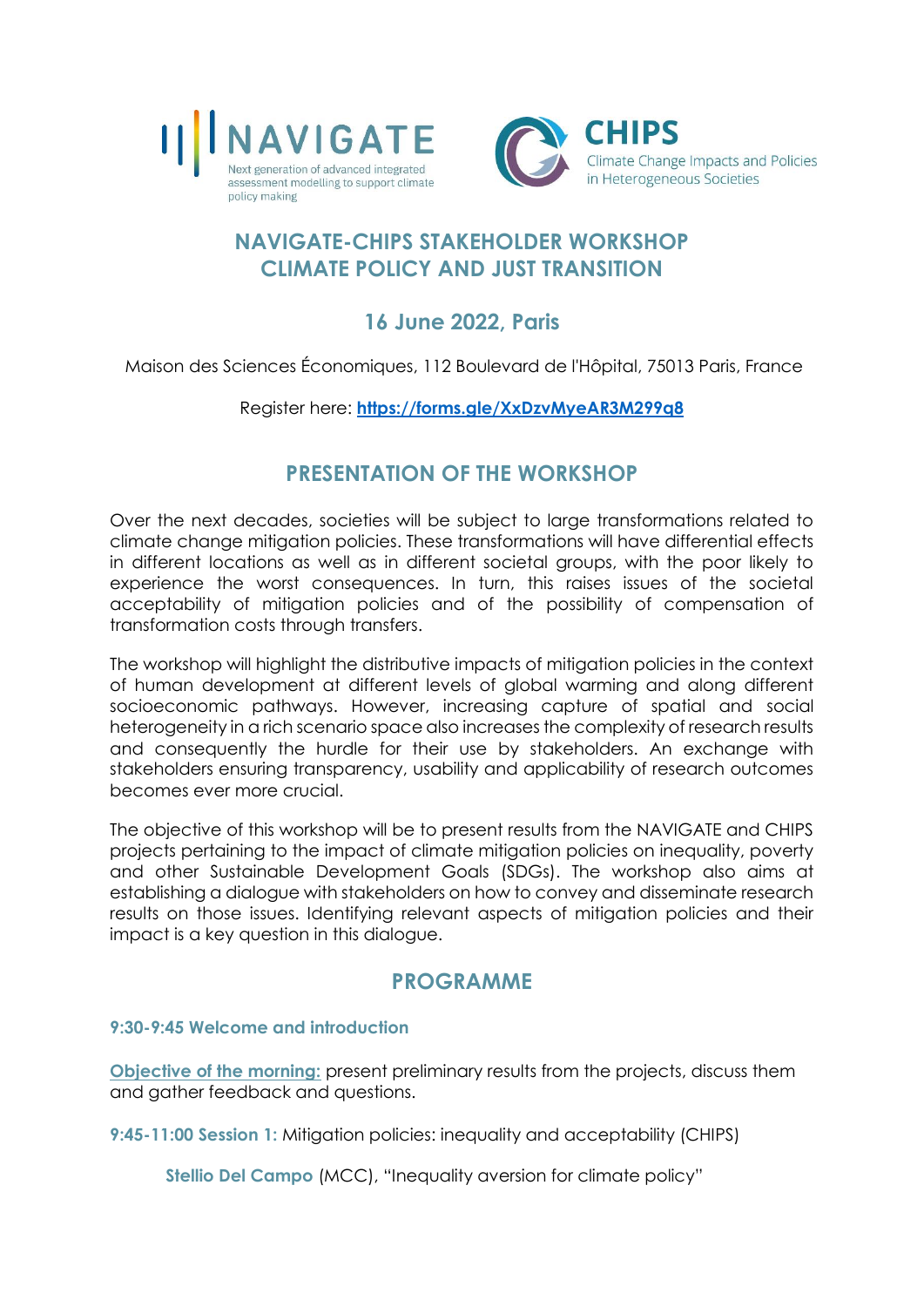NAVIGATE
Next generation of advanced integrated assessment modelling to support climate policy making

CHIPS
Climate Change Impacts and Policies in Heterogeneous Societies

# NAVIGATE-CHIPS STAKEHOLDER WORKSHOP
# CLIMATE POLICY AND JUST TRANSITION

## 16 June 2022, Paris

Maison des Sciences Économiques, 112 Boulevard de l'Hôpital, 75013 Paris, France

Register here: **https://forms.gle/XxDzvMyeAR3M299q8**

## PRESENTATION OF THE WORKSHOP

Over the next decades, societies will be subject to large transformations related to climate change mitigation policies. These transformations will have differential effects in different locations as well as in different societal groups, with the poor likely to experience the worst consequences. In turn, this raises issues of the societal acceptability of mitigation policies and of the possibility of compensation of transformation costs through transfers.

The workshop will highlight the distributive impacts of mitigation policies in the context of human development at different levels of global warming and along different socioeconomic pathways. However, increasing capture of spatial and social heterogeneity in a rich scenario space also increases the complexity of research results and consequently the hurdle for their use by stakeholders. An exchange with stakeholders ensuring transparency, usability and applicability of research outcomes becomes ever more crucial.

The objective of this workshop will be to present results from the NAVIGATE and CHIPS projects pertaining to the impact of climate mitigation policies on inequality, poverty and other Sustainable Development Goals (SDGs). The workshop also aims at establishing a dialogue with stakeholders on how to convey and disseminate research results on those issues. Identifying relevant aspects of mitigation policies and their impact is a key question in this dialogue.

## PROGRAMME

**9:30-9:45 Welcome and introduction**

**Objective of the morning:** present preliminary results from the projects, discuss them and gather feedback and questions.

**9:45-11:00 Session 1:** Mitigation policies: inequality and acceptability (CHIPS)

**Stellio Del Campo** (MCC), "Inequality aversion for climate policy"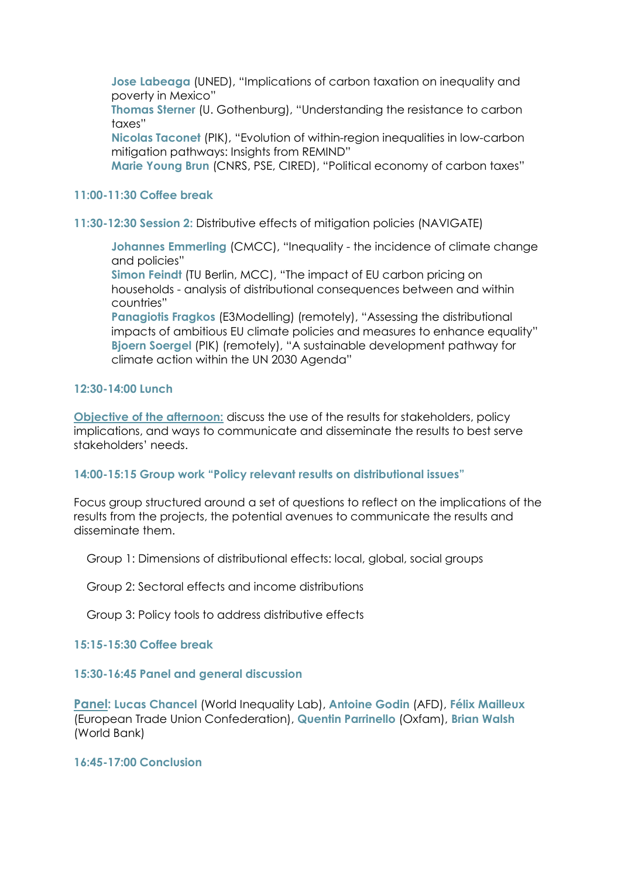**Jose Labeaga** (UNED), "Implications of carbon taxation on inequality and poverty in Mexico"
**Thomas Sterner** (U. Gothenburg), "Understanding the resistance to carbon taxes"
**Nicolas Taconet** (PIK), "Evolution of within-region inequalities in low-carbon mitigation pathways: Insights from REMIND"
**Marie Young Brun** (CNRS, PSE, CIRED), "Political economy of carbon taxes"

**11:00-11:30 Coffee break**

**11:30-12:30 Session 2:** Distributive effects of mitigation policies (NAVIGATE)

**Johannes Emmerling** (CMCC), "Inequality - the incidence of climate change and policies"
**Simon Feindt** (TU Berlin, MCC), "The impact of EU carbon pricing on households - analysis of distributional consequences between and within countries"
**Panagiotis Fragkos** (E3Modelling) (remotely), "Assessing the distributional impacts of ambitious EU climate policies and measures to enhance equality"
**Bjoern Soergel** (PIK) (remotely), "A sustainable development pathway for climate action within the UN 2030 Agenda"

**12:30-14:00 Lunch**

**Objective of the afternoon:** discuss the use of the results for stakeholders, policy implications, and ways to communicate and disseminate the results to best serve stakeholders' needs.

**14:00-15:15 Group work "Policy relevant results on distributional issues"**

Focus group structured around a set of questions to reflect on the implications of the results from the projects, the potential avenues to communicate the results and disseminate them.

Group 1: Dimensions of distributional effects: local, global, social groups

Group 2: Sectoral effects and income distributions

Group 3: Policy tools to address distributive effects

**15:15-15:30 Coffee break**

**15:30-16:45 Panel and general discussion**

**Panel: Lucas Chancel** (World Inequality Lab), **Antoine Godin** (AFD), **Félix Mailleux** (European Trade Union Confederation), **Quentin Parrinello** (Oxfam), **Brian Walsh** (World Bank)

**16:45-17:00 Conclusion**